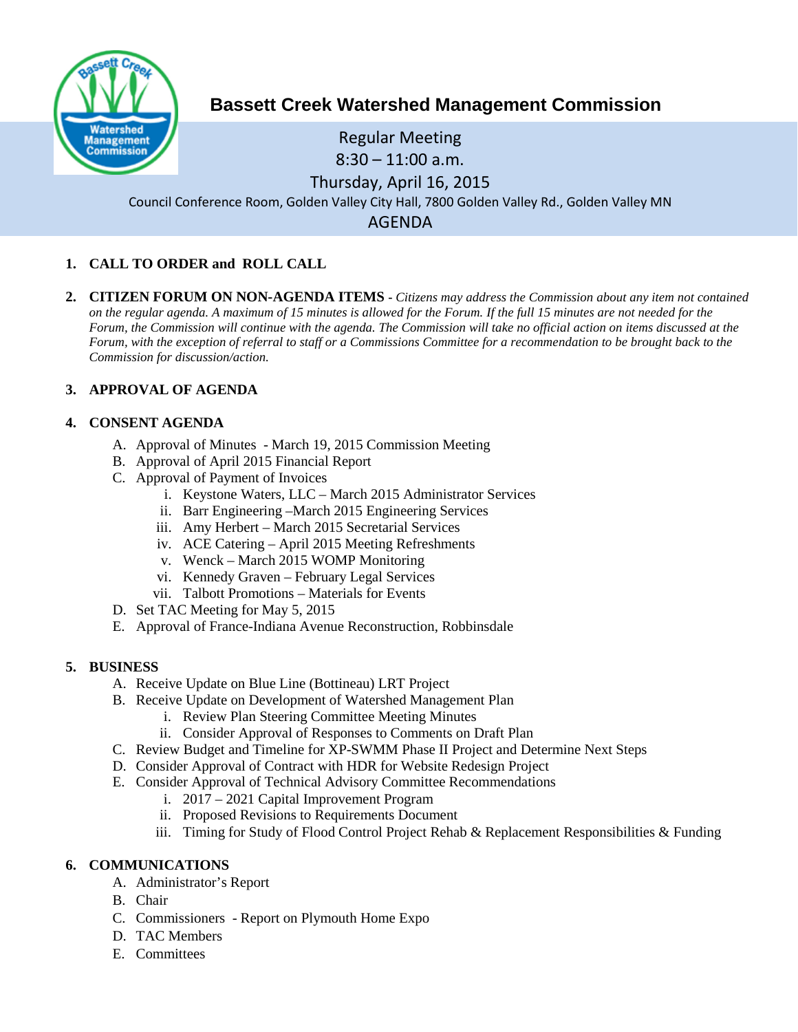# Bassett Creek Watershed Management Commission

Regular Meeting
8:30 – 11:00 a.m.
Thursday, April 16, 2015
Council Conference Room, Golden Valley City Hall, 7800 Golden Valley Rd., Golden Valley MN

## AGENDA

1. **CALL TO ORDER and ROLL CALL**

2. **CITIZEN FORUM ON NON-AGENDA ITEMS** - *Citizens may address the Commission about any item not contained on the regular agenda. A maximum of 15 minutes is allowed for the Forum. If the full 15 minutes are not needed for the Forum, the Commission will continue with the agenda. The Commission will take no official action on items discussed at the Forum, with the exception of referral to staff or a Commissions Committee for a recommendation to be brought back to the Commission for discussion/action.*

3. **APPROVAL OF AGENDA**

4. **CONSENT AGENDA**
   - A. Approval of Minutes - March 19, 2015 Commission Meeting
   - B. Approval of April 2015 Financial Report
   - C. Approval of Payment of Invoices
     - i. Keystone Waters, LLC – March 2015 Administrator Services
     - ii. Barr Engineering –March 2015 Engineering Services
     - iii. Amy Herbert – March 2015 Secretarial Services
     - iv. ACE Catering – April 2015 Meeting Refreshments
     - v. Wenck – March 2015 WOMP Monitoring
     - vi. Kennedy Graven – February Legal Services
     - vii. Talbott Promotions – Materials for Events
   - D. Set TAC Meeting for May 5, 2015
   - E. Approval of France-Indiana Avenue Reconstruction, Robbinsdale

5. **BUSINESS**
   - A. Receive Update on Blue Line (Bottineau) LRT Project
   - B. Receive Update on Development of Watershed Management Plan
     - i. Review Plan Steering Committee Meeting Minutes
     - ii. Consider Approval of Responses to Comments on Draft Plan
   - C. Review Budget and Timeline for XP-SWMM Phase II Project and Determine Next Steps
   - D. Consider Approval of Contract with HDR for Website Redesign Project
   - E. Consider Approval of Technical Advisory Committee Recommendations
     - i. 2017 – 2021 Capital Improvement Program
     - ii. Proposed Revisions to Requirements Document
     - iii. Timing for Study of Flood Control Project Rehab & Replacement Responsibilities & Funding

6. **COMMUNICATIONS**
   - A. Administrator's Report
   - B. Chair
   - C. Commissioners - Report on Plymouth Home Expo
   - D. TAC Members
   - E. Committees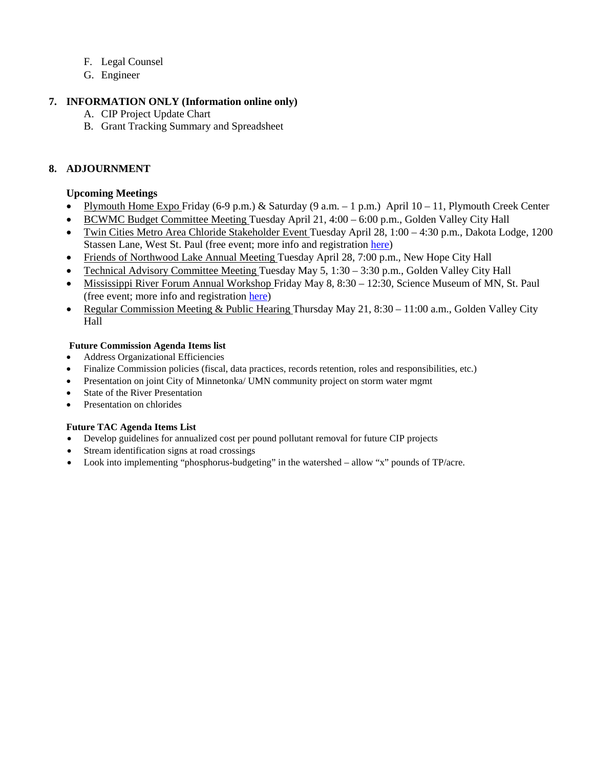F. Legal Counsel
G. Engineer

**7. INFORMATION ONLY (Information online only)**

A. CIP Project Update Chart
B. Grant Tracking Summary and Spreadsheet

**8. ADJOURNMENT**

**Upcoming Meetings**

- Plymouth Home Expo Friday (6-9 p.m.) & Saturday (9 a.m. – 1 p.m.) April 10 – 11, Plymouth Creek Center
- BCWMC Budget Committee Meeting Tuesday April 21, 4:00 – 6:00 p.m., Golden Valley City Hall
- Twin Cities Metro Area Chloride Stakeholder Event Tuesday April 28, 1:00 – 4:30 p.m., Dakota Lodge, 1200 Stassen Lane, West St. Paul (free event; more info and registration here)
- Friends of Northwood Lake Annual Meeting Tuesday April 28, 7:00 p.m., New Hope City Hall
- Technical Advisory Committee Meeting Tuesday May 5, 1:30 – 3:30 p.m., Golden Valley City Hall
- Mississippi River Forum Annual Workshop Friday May 8, 8:30 – 12:30, Science Museum of MN, St. Paul (free event; more info and registration here)
- Regular Commission Meeting & Public Hearing Thursday May 21, 8:30 – 11:00 a.m., Golden Valley City Hall

**Future Commission Agenda Items list**

- Address Organizational Efficiencies
- Finalize Commission policies (fiscal, data practices, records retention, roles and responsibilities, etc.)
- Presentation on joint City of Minnetonka/ UMN community project on storm water mgmt
- State of the River Presentation
- Presentation on chlorides

**Future TAC Agenda Items List**

- Develop guidelines for annualized cost per pound pollutant removal for future CIP projects
- Stream identification signs at road crossings
- Look into implementing "phosphorus-budgeting" in the watershed – allow "x" pounds of TP/acre.